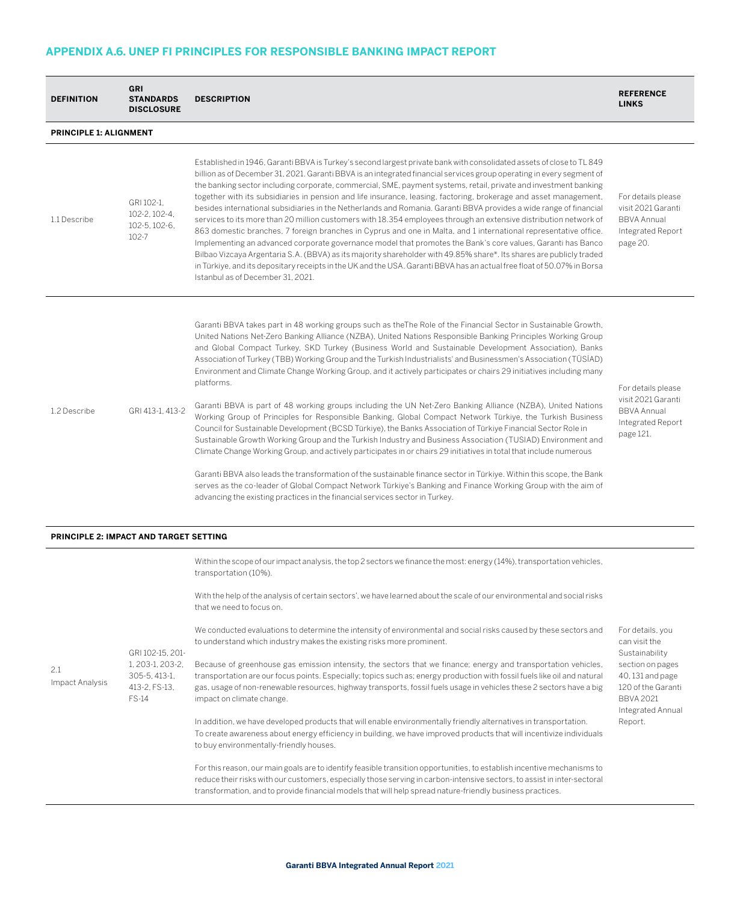## APPENDIX A.6. UNEP FI PRINCIPLES FOR RESPONSIBLE BANKING IMPACT REPORT

| DEFINITION | GRI STANDARDS DISCLOSURE | DESCRIPTION | REFERENCE LINKS |
|---|---|---|---|
| **PRINCIPLE 1: ALIGNMENT** | | | |
| 1.1 Describe | GRI 102-1, 102-2, 102-4, 102-5, 102-6, 102-7 | Established in 1946, Garanti BBVA is Turkey's second largest private bank with consolidated assets of close to TL 849 billion as of December 31, 2021. Garanti BBVA is an integrated financial services group operating in every segment of the banking sector including corporate, commercial, SME, payment systems, retail, private and investment banking together with its subsidiaries in pension and life insurance, leasing, factoring, brokerage and asset management, besides international subsidiaries in the Netherlands and Romania. Garanti BBVA provides a wide range of financial services to its more than 20 million customers with 18.354 employees through an extensive distribution network of 863 domestic branches, 7 foreign branches in Cyprus and one in Malta, and 1 international representative office. Implementing an advanced corporate governance model that promotes the Bank's core values, Garanti has Banco Bilbao Vizcaya Argentaria S.A. (BBVA) as its majority shareholder with 49.85% share*. Its shares are publicly traded in Türkiye, and its depositary receipts in the UK and the USA. Garanti BBVA has an actual free float of 50.07% in Borsa Istanbul as of December 31, 2021. | For details please visit 2021 Garanti BBVA Annual Integrated Report page 20. |
| 1.2 Describe | GRI 413-1, 413-2 | Garanti BBVA takes part in 48 working groups such as theThe Role of the Financial Sector in Sustainable Growth, United Nations Net-Zero Banking Alliance (NZBA), United Nations Responsible Banking Principles Working Group and Global Compact Turkey, SKD Turkey (Business World and Sustainable Development Association), Banks Association of Turkey (TBB) Working Group and the Turkish Industrialists' and Businessmen's Association (TÜSİAD) Environment and Climate Change Working Group, and it actively participates or chairs 29 initiatives including many platforms.<br><br>Garanti BBVA is part of 48 working groups including the UN Net-Zero Banking Alliance (NZBA), United Nations Working Group of Principles for Responsible Banking, Global Compact Network Türkiye, the Turkish Business Council for Sustainable Development (BCSD Türkiye), the Banks Association of Türkiye Financial Sector Role in Sustainable Growth Working Group and the Turkish Industry and Business Association (TUSIAD) Environment and Climate Change Working Group, and actively participates in or chairs 29 initiatives in total that include numerous<br><br>Garanti BBVA also leads the transformation of the sustainable finance sector in Türkiye. Within this scope, the Bank serves as the co-leader of Global Compact Network Türkiye's Banking and Finance Working Group with the aim of advancing the existing practices in the financial services sector in Turkey. | For details please visit 2021 Garanti BBVA Annual Integrated Report page 121. |
| **PRINCIPLE 2: IMPACT AND TARGET SETTING** | | | |
| 2.1 Impact Analysis | GRI 102-15, 201-1, 203-1, 203-2, 305-5, 413-1, 413-2, FS-13, FS-14 | Within the scope of our impact analysis, the top 2 sectors we finance the most: energy (14%), transportation vehicles, transportation (10%).<br><br>With the help of the analysis of certain sectors', we have learned about the scale of our environmental and social risks that we need to focus on.<br><br>We conducted evaluations to determine the intensity of environmental and social risks caused by these sectors and to understand which industry makes the existing risks more prominent.<br><br>Because of greenhouse gas emission intensity, the sectors that we finance; energy and transportation vehicles, transportation are our focus points. Especially; topics such as; energy production with fossil fuels like oil and natural gas, usage of non-renewable resources, highway transports, fossil fuels usage in vehicles these 2 sectors have a big impact on climate change.<br><br>In addition, we have developed products that will enable environmentally friendly alternatives in transportation. To create awareness about energy efficiency in building, we have improved products that will incentivize individuals to buy environmentally-friendly houses.<br><br>For this reason, our main goals are to identify feasible transition opportunities, to establish incentive mechanisms to reduce their risks with our customers, especially those serving in carbon-intensive sectors, to assist in inter-sectoral transformation, and to provide financial models that will help spread nature-friendly business practices. | For details, you can visit the Sustainability section on pages 40, 131 and page 120 of the Garanti BBVA 2021 Integrated Annual Report. |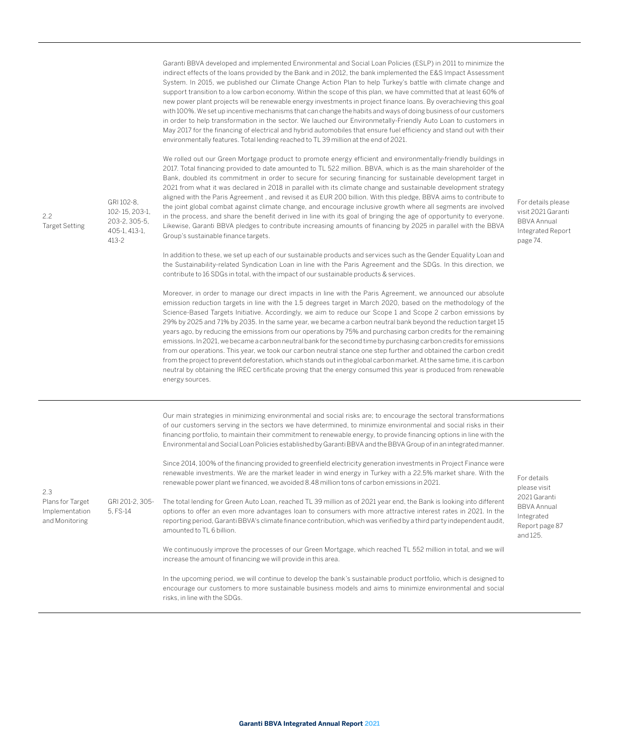| | | | |
|---|---|---|---|
| 2.2 Target Setting | GRI 102-8, 102- 15, 203-1, 203-2, 305-5, 405-1, 413-1, 413-2 | Garanti BBVA developed and implemented Environmental and Social Loan Policies (ESLP) in 2011 to minimize the indirect effects of the loans provided by the Bank and in 2012, the bank implemented the E&S Impact Assessment System. In 2015, we published our Climate Change Action Plan to help Turkey's battle with climate change and support transition to a low carbon economy. Within the scope of this plan, we have committed that at least 60% of new power plant projects will be renewable energy investments in project finance loans. By overachieving this goal with 100%. We set up incentive mechanisms that can change the habits and ways of doing business of our customers in order to help transformation in the sector. We lauched our Environmetally-Friendly Auto Loan to customers in May 2017 for the financing of electrical and hybrid automobiles that ensure fuel efficiency and stand out with their environmentally features. Total lending reached to TL 39 million at the end of 2021.<br><br>We rolled out our Green Mortgage product to promote energy efficient and environmentally-friendly buildings in 2017. Total financing provided to date amounted to TL 522 million. BBVA, which is as the main shareholder of the Bank, doubled its commitment in order to secure for securing financing for sustainable development target in 2021 from what it was declared in 2018 in parallel with its climate change and sustainable development strategy aligned with the Paris Agreement , and revised it as EUR 200 billion. With this pledge, BBVA aims to contribute to the joint global combat against climate change, and encourage inclusive growth where all segments are involved in the process, and share the benefit derived in line with its goal of bringing the age of opportunity to everyone. Likewise, Garanti BBVA pledges to contribute increasing amounts of financing by 2025 in parallel with the BBVA Group's sustainable finance targets.<br><br>In addition to these, we set up each of our sustainable products and services such as the Gender Equality Loan and the Sustainability-related Syndication Loan in line with the Paris Agreement and the SDGs. In this direction, we contribute to 16 SDGs in total, with the impact of our sustainable products & services.<br><br>Moreover, in order to manage our direct impacts in line with the Paris Agreement, we announced our absolute emission reduction targets in line with the 1.5 degrees target in March 2020, based on the methodology of the Science-Based Targets Initiative. Accordingly, we aim to reduce our Scope 1 and Scope 2 carbon emissions by 29% by 2025 and 71% by 2035. In the same year, we became a carbon neutral bank beyond the reduction target 15 years ago, by reducing the emissions from our operations by 75% and purchasing carbon credits for the remaining emissions. In 2021, we became a carbon neutral bank for the second time by purchasing carbon credits for emissions from our operations. This year, we took our carbon neutral stance one step further and obtained the carbon credit from the project to prevent deforestation, which stands out in the global carbon market. At the same time, it is carbon neutral by obtaining the IREC certificate proving that the energy consumed this year is produced from renewable energy sources. | For details please visit 2021 Garanti BBVA Annual Integrated Report page 74. |
| 2.3 Plans for Target Implementation and Monitoring | GRI 201-2, 305-5, FS-14 | Our main strategies in minimizing environmental and social risks are; to encourage the sectoral transformations of our customers serving in the sectors we have determined, to minimize environmental and social risks in their financing portfolio, to maintain their commitment to renewable energy, to provide financing options in line with the Environmental and Social Loan Policies established by Garanti BBVA and the BBVA Group of in an integrated manner.<br><br>Since 2014, 100% of the financing provided to greenfield electricity generation investments in Project Finance were renewable investments. We are the market leader in wind energy in Turkey with a 22.5% market share. With the renewable power plant we financed, we avoided 8.48 million tons of carbon emissions in 2021.<br><br>The total lending for Green Auto Loan, reached TL 39 million as of 2021 year end, the Bank is looking into different options to offer an even more advantages loan to consumers with more attractive interest rates in 2021. In the reporting period, Garanti BBVA's climate finance contribution, which was verified by a third party independent audit, amounted to TL 6 billion.<br><br>We continuously improve the processes of our Green Mortgage, which reached TL 552 million in total, and we will increase the amount of financing we will provide in this area.<br><br>In the upcoming period, we will continue to develop the bank's sustainable product portfolio, which is designed to encourage our customers to more sustainable business models and aims to minimize environmental and social risks, in line with the SDGs. | For details please visit 2021 Garanti BBVA Annual Integrated Report page 87 and 125. |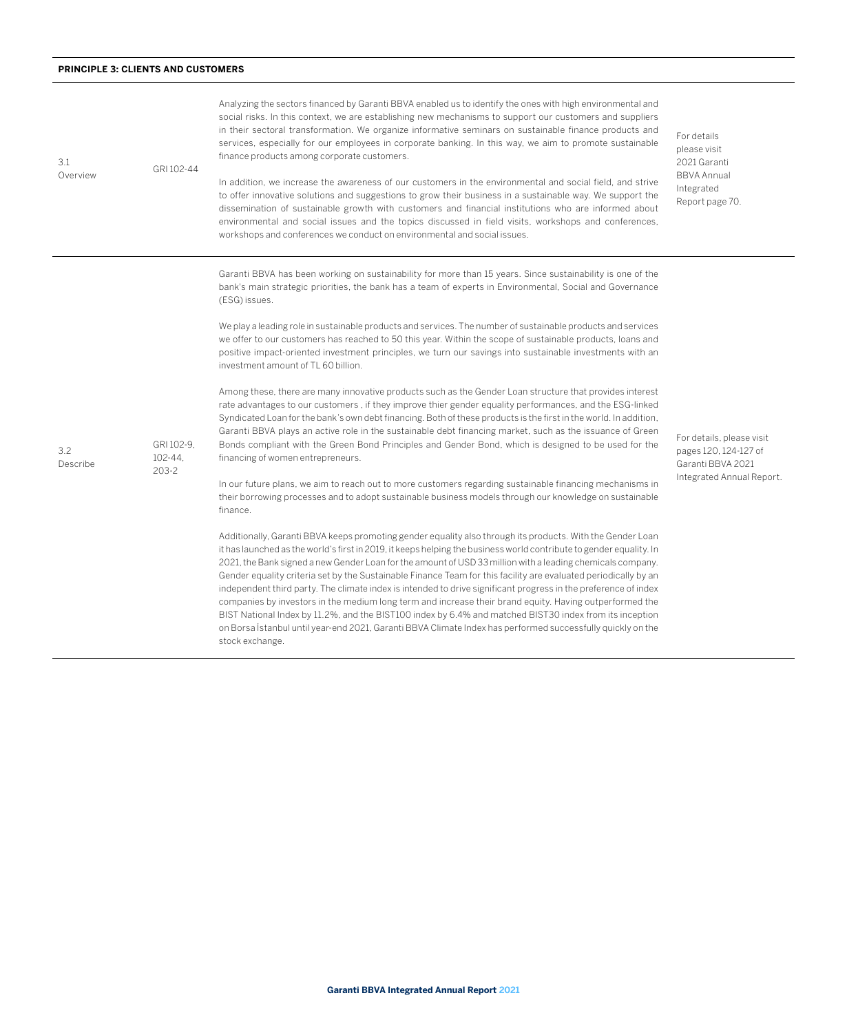| **PRINCIPLE 3: CLIENTS AND CUSTOMERS** | | | |
|---|---|---|---|
| 3.1 Overview | GRI 102-44 | Analyzing the sectors financed by Garanti BBVA enabled us to identify the ones with high environmental and social risks. In this context, we are establishing new mechanisms to support our customers and suppliers in their sectoral transformation. We organize informative seminars on sustainable finance products and services, especially for our employees in corporate banking. In this way, we aim to promote sustainable finance products among corporate customers.<br><br>In addition, we increase the awareness of our customers in the environmental and social field, and strive to offer innovative solutions and suggestions to grow their business in a sustainable way. We support the dissemination of sustainable growth with customers and financial institutions who are informed about environmental and social issues and the topics discussed in field visits, workshops and conferences, workshops and conferences we conduct on environmental and social issues. | For details please visit 2021 Garanti BBVA Annual Integrated Report page 70. |
| 3.2 Describe | GRI 102-9, 102-44, 203-2 | Garanti BBVA has been working on sustainability for more than 15 years. Since sustainability is one of the bank's main strategic priorities, the bank has a team of experts in Environmental, Social and Governance (ESG) issues.<br><br>We play a leading role in sustainable products and services. The number of sustainable products and services we offer to our customers has reached to 50 this year. Within the scope of sustainable products, loans and positive impact-oriented investment principles, we turn our savings into sustainable investments with an investment amount of TL 60 billion.<br><br>Among these, there are many innovative products such as the Gender Loan structure that provides interest rate advantages to our customers , if they improve thier gender equality performances, and the ESG-linked Syndicated Loan for the bank's own debt financing. Both of these products is the first in the world. In addition, Garanti BBVA plays an active role in the sustainable debt financing market, such as the issuance of Green Bonds compliant with the Green Bond Principles and Gender Bond, which is designed to be used for the financing of women entrepreneurs.<br><br>In our future plans, we aim to reach out to more customers regarding sustainable financing mechanisms in their borrowing processes and to adopt sustainable business models through our knowledge on sustainable finance.<br><br>Additionally, Garanti BBVA keeps promoting gender equality also through its products. With the Gender Loan it has launched as the world's first in 2019, it keeps helping the business world contribute to gender equality. In 2021, the Bank signed a new Gender Loan for the amount of USD 33 million with a leading chemicals company. Gender equality criteria set by the Sustainable Finance Team for this facility are evaluated periodically by an independent third party. The climate index is intended to drive significant progress in the preference of index companies by investors in the medium long term and increase their brand equity. Having outperformed the BIST National Index by 11.2%, and the BIST100 index by 6.4% and matched BIST30 index from its inception on Borsa İstanbul until year-end 2021, Garanti BBVA Climate Index has performed successfully quickly on the stock exchange. | For details, please visit pages 120, 124-127 of Garanti BBVA 2021 Integrated Annual Report. |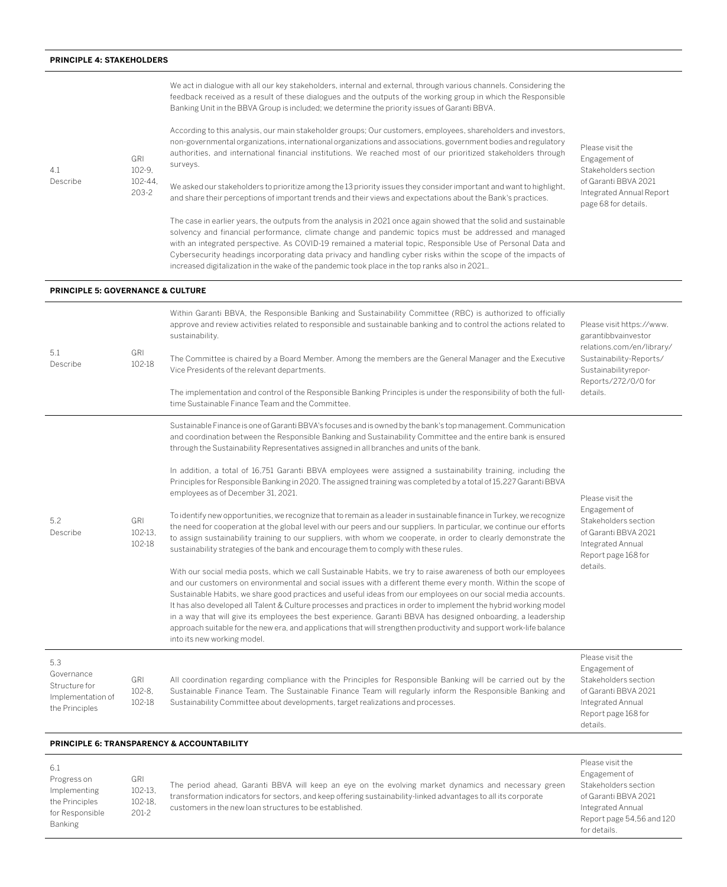**PRINCIPLE 4: STAKEHOLDERS**

| | | | |
|---|---|---|---|
| 4.1 Describe | GRI 102-9, 102-44, 203-2 | We act in dialogue with all our key stakeholders, internal and external, through various channels. Considering the feedback received as a result of these dialogues and the outputs of the working group in which the Responsible Banking Unit in the BBVA Group is included; we determine the priority issues of Garanti BBVA.<br><br>According to this analysis, our main stakeholder groups; Our customers, employees, shareholders and investors, non-governmental organizations, international organizations and associations, government bodies and regulatory authorities, and international financial institutions. We reached most of our prioritized stakeholders through surveys.<br><br>We asked our stakeholders to prioritize among the 13 priority issues they consider important and want to highlight, and share their perceptions of important trends and their views and expectations about the Bank's practices.<br><br>The case in earlier years, the outputs from the analysis in 2021 once again showed that the solid and sustainable solvency and financial performance, climate change and pandemic topics must be addressed and managed with an integrated perspective. As COVID-19 remained a material topic, Responsible Use of Personal Data and Cybersecurity headings incorporating data privacy and handling cyber risks within the scope of the impacts of increased digitalization in the wake of the pandemic took place in the top ranks also in 2021.. | Please visit the Engagement of Stakeholders section of Garanti BBVA 2021 Integrated Annual Report page 68 for details. |

**PRINCIPLE 5: GOVERNANCE & CULTURE**

| | | | |
|---|---|---|---|
| 5.1 Describe | GRI 102-18 | Within Garanti BBVA, the Responsible Banking and Sustainability Committee (RBC) is authorized to officially approve and review activities related to responsible and sustainable banking and to control the actions related to sustainability.<br><br>The Committee is chaired by a Board Member. Among the members are the General Manager and the Executive Vice Presidents of the relevant departments.<br><br>The implementation and control of the Responsible Banking Principles is under the responsibility of both the full-time Sustainable Finance Team and the Committee. | Please visit https://www.garantibbvainvestorrelations.com/en/library/Sustainability-Reports/Sustainabilityrepor-Reports/272/0/0 for details. |
| 5.2 Describe | GRI 102-13, 102-18 | Sustainable Finance is one of Garanti BBVA's focuses and is owned by the bank's top management. Communication and coordination between the Responsible Banking and Sustainability Committee and the entire bank is ensured through the Sustainability Representatives assigned in all branches and units of the bank.<br><br>In addition, a total of 16,751 Garanti BBVA employees were assigned a sustainability training, including the Principles for Responsible Banking in 2020. The assigned training was completed by a total of 15,227 Garanti BBVA employees as of December 31, 2021.<br><br>To identify new opportunities, we recognize that to remain as a leader in sustainable finance in Turkey, we recognize the need for cooperation at the global level with our peers and our suppliers. In particular, we continue our efforts to assign sustainability training to our suppliers, with whom we cooperate, in order to clearly demonstrate the sustainability strategies of the bank and encourage them to comply with these rules.<br><br>With our social media posts, which we call Sustainable Habits, we try to raise awareness of both our employees and our customers on environmental and social issues with a different theme every month. Within the scope of Sustainable Habits, we share good practices and useful ideas from our employees on our social media accounts. It has also developed all Talent & Culture processes and practices in order to implement the hybrid working model in a way that will give its employees the best experience. Garanti BBVA has designed onboarding, a leadership approach suitable for the new era, and applications that will strengthen productivity and support work-life balance into its new working model. | Please visit the Engagement of Stakeholders section of Garanti BBVA 2021 Integrated Annual Report page 168 for details. |
| 5.3 Governance Structure for Implementation of the Principles | GRI 102-8, 102-18 | All coordination regarding compliance with the Principles for Responsible Banking will be carried out by the Sustainable Finance Team. The Sustainable Finance Team will regularly inform the Responsible Banking and Sustainability Committee about developments, target realizations and processes. | Please visit the Engagement of Stakeholders section of Garanti BBVA 2021 Integrated Annual Report page 168 for details. |

**PRINCIPLE 6: TRANSPARENCY & ACCOUNTABILITY**

| | | | |
|---|---|---|---|
| 6.1 Progress on Implementing the Principles for Responsible Banking | GRI 102-13, 102-18, 201-2 | The period ahead, Garanti BBVA will keep an eye on the evolving market dynamics and necessary green transformation indicators for sectors, and keep offering sustainability-linked advantages to all its corporate customers in the new loan structures to be established. | Please visit the Engagement of Stakeholders section of Garanti BBVA 2021 Integrated Annual Report page 54,56 and 120 for details. |